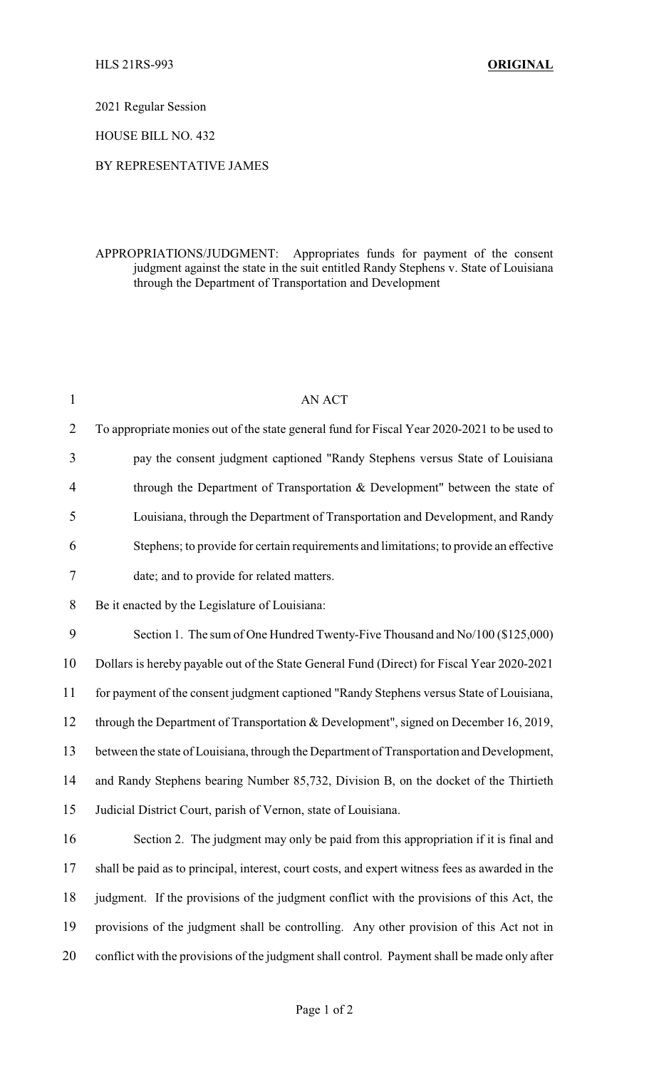HLS 21RS-993 **ORIGINAL**

2021 Regular Session

HOUSE BILL NO. 432

BY REPRESENTATIVE JAMES

APPROPRIATIONS/JUDGMENT: Appropriates funds for payment of the consent judgment against the state in the suit entitled Randy Stephens v. State of Louisiana through the Department of Transportation and Development

AN ACT

To appropriate monies out of the state general fund for Fiscal Year 2020-2021 to be used to pay the consent judgment captioned "Randy Stephens versus State of Louisiana through the Department of Transportation & Development" between the state of Louisiana, through the Department of Transportation and Development, and Randy Stephens; to provide for certain requirements and limitations; to provide an effective date; and to provide for related matters.

Be it enacted by the Legislature of Louisiana:

Section 1. The sum of One Hundred Twenty-Five Thousand and No/100 ($125,000) Dollars is hereby payable out of the State General Fund (Direct) for Fiscal Year 2020-2021 for payment of the consent judgment captioned "Randy Stephens versus State of Louisiana, through the Department of Transportation & Development", signed on December 16, 2019, between the state of Louisiana, through the Department of Transportation and Development, and Randy Stephens bearing Number 85,732, Division B, on the docket of the Thirtieth Judicial District Court, parish of Vernon, state of Louisiana.

Section 2. The judgment may only be paid from this appropriation if it is final and shall be paid as to principal, interest, court costs, and expert witness fees as awarded in the judgment. If the provisions of the judgment conflict with the provisions of this Act, the provisions of the judgment shall be controlling. Any other provision of this Act not in conflict with the provisions of the judgment shall control. Payment shall be made only after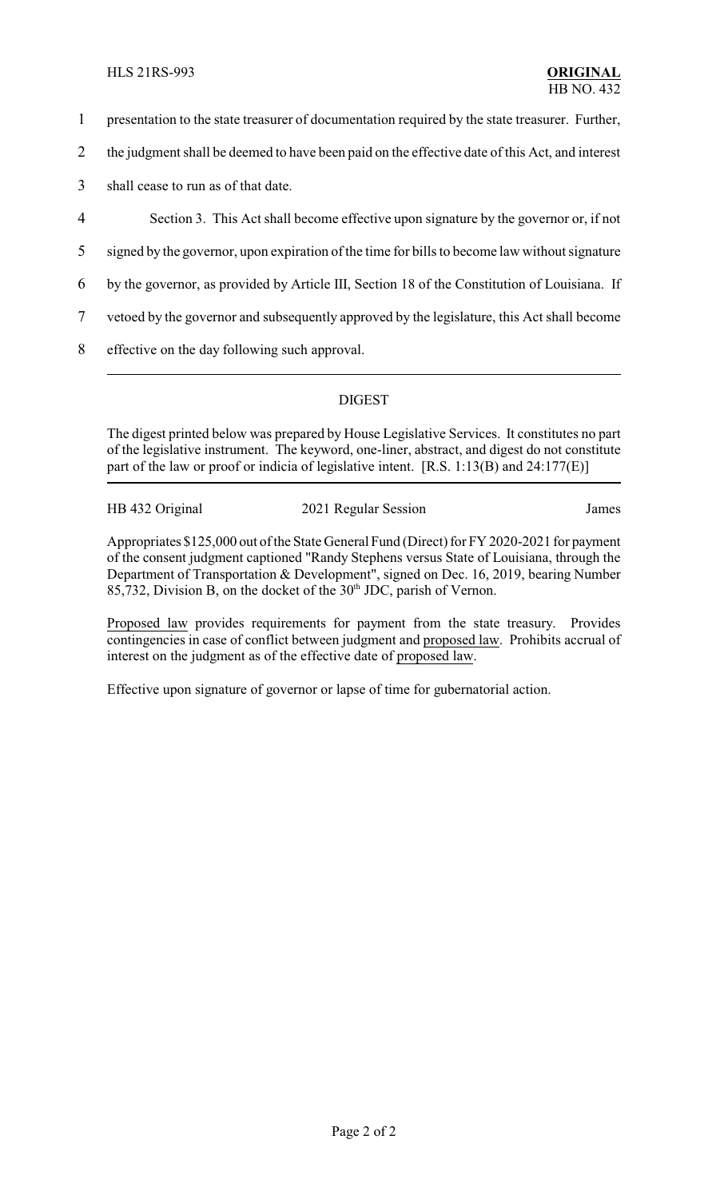presentation to the state treasurer of documentation required by the state treasurer. Further, the judgment shall be deemed to have been paid on the effective date of this Act, and interest shall cease to run as of that date.

Section 3. This Act shall become effective upon signature by the governor or, if not signed by the governor, upon expiration of the time for bills to become law without signature by the governor, as provided by Article III, Section 18 of the Constitution of Louisiana. If vetoed by the governor and subsequently approved by the legislature, this Act shall become effective on the day following such approval.

---

## DIGEST

The digest printed below was prepared by House Legislative Services. It constitutes no part of the legislative instrument. The keyword, one-liner, abstract, and digest do not constitute part of the law or proof or indicia of legislative intent. [R.S. 1:13(B) and 24:177(E)]

---

HB 432 Original | 2021 Regular Session | James

Appropriates $125,000 out of the State General Fund (Direct) for FY 2020-2021 for payment of the consent judgment captioned "Randy Stephens versus State of Louisiana, through the Department of Transportation & Development", signed on Dec. 16, 2019, bearing Number 85,732, Division B, on the docket of the 30th JDC, parish of Vernon.

Proposed law provides requirements for payment from the state treasury. Provides contingencies in case of conflict between judgment and proposed law. Prohibits accrual of interest on the judgment as of the effective date of proposed law.

Effective upon signature of governor or lapse of time for gubernatorial action.